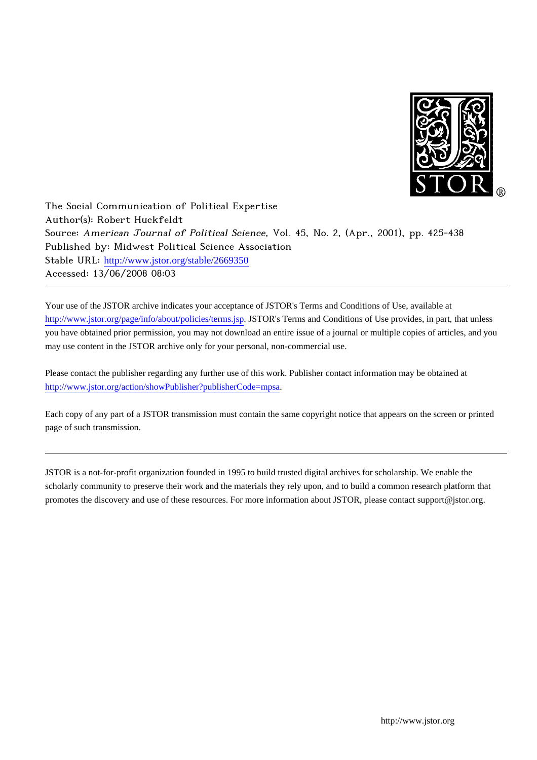The Social Communication of Political Expertise
Author(s): Robert Huckfeldt
Source: *American Journal of Political Science*, Vol. 45, No. 2, (Apr., 2001), pp. 425-438
Published by: Midwest Political Science Association
Stable URL: http://www.jstor.org/stable/2669350
Accessed: 13/06/2008 08:03

---

Your use of the JSTOR archive indicates your acceptance of JSTOR's Terms and Conditions of Use, available at http://www.jstor.org/page/info/about/policies/terms.jsp. JSTOR's Terms and Conditions of Use provides, in part, that unless you have obtained prior permission, you may not download an entire issue of a journal or multiple copies of articles, and you may use content in the JSTOR archive only for your personal, non-commercial use.

Please contact the publisher regarding any further use of this work. Publisher contact information may be obtained at http://www.jstor.org/action/showPublisher?publisherCode=mpsa.

Each copy of any part of a JSTOR transmission must contain the same copyright notice that appears on the screen or printed page of such transmission.

---

JSTOR is a not-for-profit organization founded in 1995 to build trusted digital archives for scholarship. We enable the scholarly community to preserve their work and the materials they rely upon, and to build a common research platform that promotes the discovery and use of these resources. For more information about JSTOR, please contact support@jstor.org.

http://www.jstor.org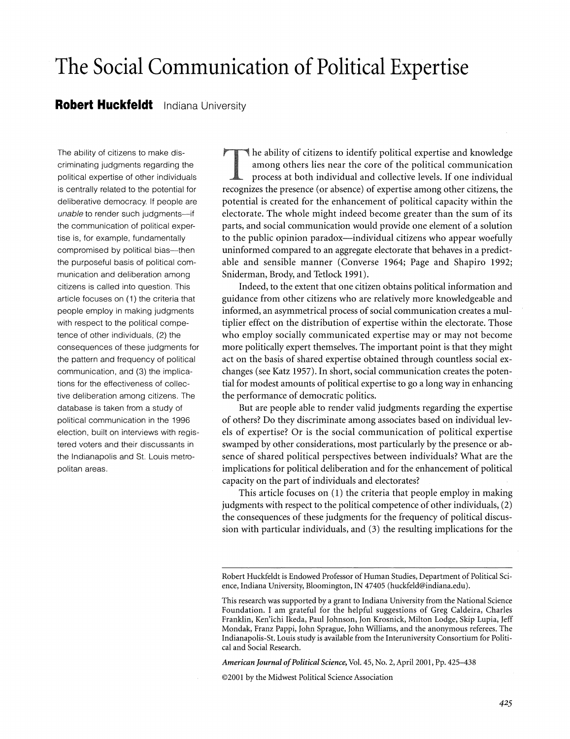# The Social Communication of Political Expertise

**Robert Huckfeldt** Indiana University

The ability of citizens to make discriminating judgments regarding the political expertise of other individuals is centrally related to the potential for deliberative democracy. If people are *unable* to render such judgments—if the communication of political expertise is, for example, fundamentally compromised by political bias—then the purposeful basis of political communication and deliberation among citizens is called into question. This article focuses on (1) the criteria that people employ in making judgments with respect to the political competence of other individuals, (2) the consequences of these judgments for the pattern and frequency of political communication, and (3) the implications for the effectiveness of collective deliberation among citizens. The database is taken from a study of political communication in the 1996 election, built on interviews with registered voters and their discussants in the Indianapolis and St. Louis metropolitan areas.

The ability of citizens to identify political expertise and knowledge among others lies near the core of the political communication process at both individual and collective levels. If one individual recognizes the presence (or absence) of expertise among other citizens, the potential is created for the enhancement of political capacity within the electorate. The whole might indeed become greater than the sum of its parts, and social communication would provide one element of a solution to the public opinion paradox—individual citizens who appear woefully uninformed compared to an aggregate electorate that behaves in a predictable and sensible manner (Converse 1964; Page and Shapiro 1992; Sniderman, Brody, and Tetlock 1991).

Indeed, to the extent that one citizen obtains political information and guidance from other citizens who are relatively more knowledgeable and informed, an asymmetrical process of social communication creates a multiplier effect on the distribution of expertise within the electorate. Those who employ socially communicated expertise may or may not become more politically expert themselves. The important point is that they might act on the basis of shared expertise obtained through countless social exchanges (see Katz 1957). In short, social communication creates the potential for modest amounts of political expertise to go a long way in enhancing the performance of democratic politics.

But are people able to render valid judgments regarding the expertise of others? Do they discriminate among associates based on individual levels of expertise? Or is the social communication of political expertise swamped by other considerations, most particularly by the presence or absence of shared political perspectives between individuals? What are the implications for political deliberation and for the enhancement of political capacity on the part of individuals and electorates?

This article focuses on (1) the criteria that people employ in making judgments with respect to the political competence of other individuals, (2) the consequences of these judgments for the frequency of political discussion with particular individuals, and (3) the resulting implications for the

---

Robert Huckfeldt is Endowed Professor of Human Studies, Department of Political Science, Indiana University, Bloomington, IN 47405 (huckfeld@indiana.edu).

This research was supported by a grant to Indiana University from the National Science Foundation. I am grateful for the helpful suggestions of Greg Caldeira, Charles Franklin, Ken'ichi Ikeda, Paul Johnson, Jon Krosnick, Milton Lodge, Skip Lupia, Jeff Mondak, Franz Pappi, John Sprague, John Williams, and the anonymous referees. The Indianapolis-St. Louis study is available from the Interuniversity Consortium for Political and Social Research.

*American Journal of Political Science*, Vol. 45, No. 2, April 2001, Pp. 425–438

©2001 by the Midwest Political Science Association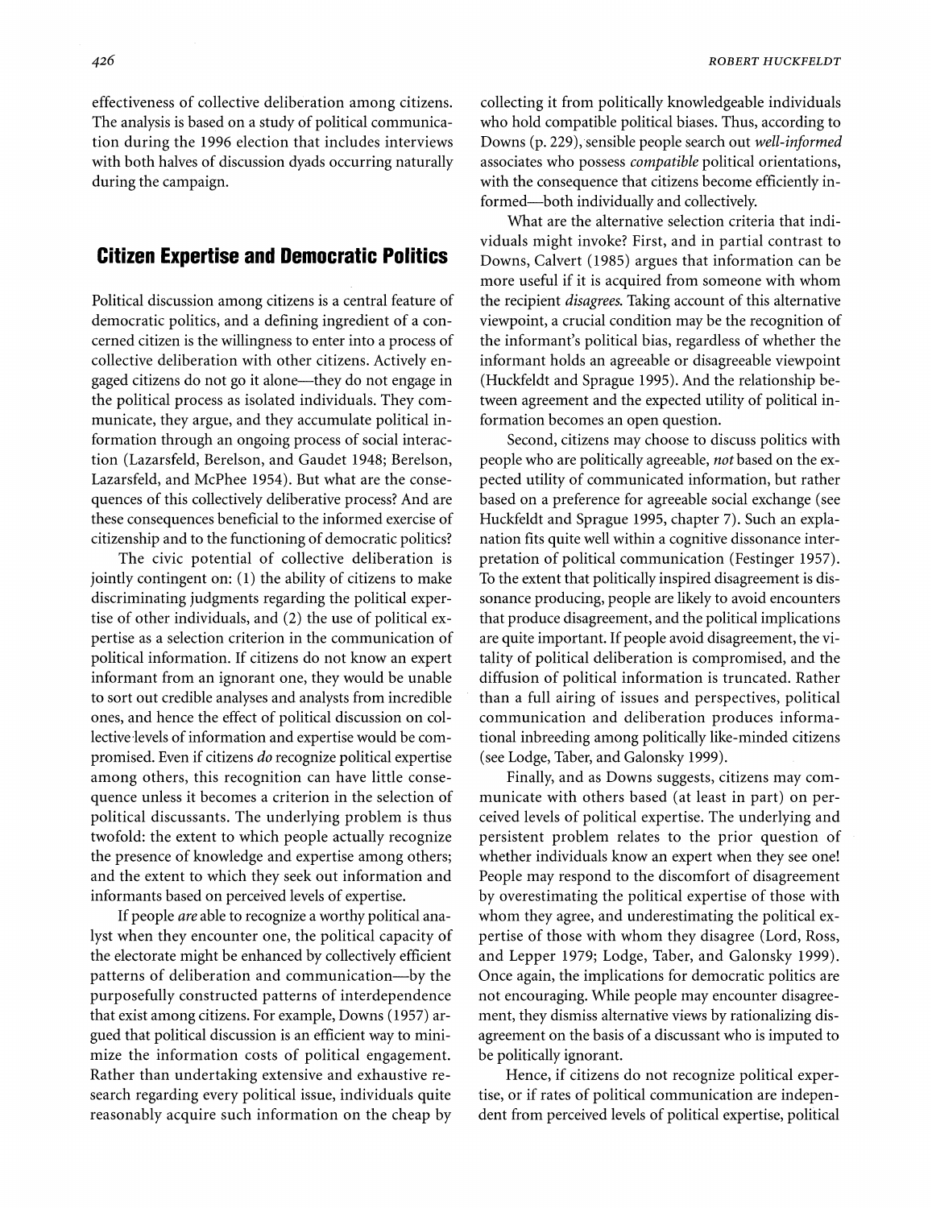effectiveness of collective deliberation among citizens. The analysis is based on a study of political communication during the 1996 election that includes interviews with both halves of discussion dyads occurring naturally during the campaign.

## Citizen Expertise and Democratic Politics

Political discussion among citizens is a central feature of democratic politics, and a defining ingredient of a concerned citizen is the willingness to enter into a process of collective deliberation with other citizens. Actively engaged citizens do not go it alone—they do not engage in the political process as isolated individuals. They communicate, they argue, and they accumulate political information through an ongoing process of social interaction (Lazarsfeld, Berelson, and Gaudet 1948; Berelson, Lazarsfeld, and McPhee 1954). But what are the consequences of this collectively deliberative process? And are these consequences beneficial to the informed exercise of citizenship and to the functioning of democratic politics?

The civic potential of collective deliberation is jointly contingent on: (1) the ability of citizens to make discriminating judgments regarding the political expertise of other individuals, and (2) the use of political expertise as a selection criterion in the communication of political information. If citizens do not know an expert informant from an ignorant one, they would be unable to sort out credible analyses and analysts from incredible ones, and hence the effect of political discussion on collective levels of information and expertise would be compromised. Even if citizens *do* recognize political expertise among others, this recognition can have little consequence unless it becomes a criterion in the selection of political discussants. The underlying problem is thus twofold: the extent to which people actually recognize the presence of knowledge and expertise among others; and the extent to which they seek out information and informants based on perceived levels of expertise.

If people *are* able to recognize a worthy political analyst when they encounter one, the political capacity of the electorate might be enhanced by collectively efficient patterns of deliberation and communication—by the purposefully constructed patterns of interdependence that exist among citizens. For example, Downs (1957) argued that political discussion is an efficient way to minimize the information costs of political engagement. Rather than undertaking extensive and exhaustive research regarding every political issue, individuals quite reasonably acquire such information on the cheap by collecting it from politically knowledgeable individuals who hold compatible political biases. Thus, according to Downs (p. 229), sensible people search out *well-informed* associates who possess *compatible* political orientations, with the consequence that citizens become efficiently informed—both individually and collectively.

What are the alternative selection criteria that individuals might invoke? First, and in partial contrast to Downs, Calvert (1985) argues that information can be more useful if it is acquired from someone with whom the recipient *disagrees.* Taking account of this alternative viewpoint, a crucial condition may be the recognition of the informant's political bias, regardless of whether the informant holds an agreeable or disagreeable viewpoint (Huckfeldt and Sprague 1995). And the relationship between agreement and the expected utility of political information becomes an open question.

Second, citizens may choose to discuss politics with people who are politically agreeable, *not* based on the expected utility of communicated information, but rather based on a preference for agreeable social exchange (see Huckfeldt and Sprague 1995, chapter 7). Such an explanation fits quite well within a cognitive dissonance interpretation of political communication (Festinger 1957). To the extent that politically inspired disagreement is dissonance producing, people are likely to avoid encounters that produce disagreement, and the political implications are quite important. If people avoid disagreement, the vitality of political deliberation is compromised, and the diffusion of political information is truncated. Rather than a full airing of issues and perspectives, political communication and deliberation produces informational inbreeding among politically like-minded citizens (see Lodge, Taber, and Galonsky 1999).

Finally, and as Downs suggests, citizens may communicate with others based (at least in part) on perceived levels of political expertise. The underlying and persistent problem relates to the prior question of whether individuals know an expert when they see one! People may respond to the discomfort of disagreement by overestimating the political expertise of those with whom they agree, and underestimating the political expertise of those with whom they disagree (Lord, Ross, and Lepper 1979; Lodge, Taber, and Galonsky 1999). Once again, the implications for democratic politics are not encouraging. While people may encounter disagreement, they dismiss alternative views by rationalizing disagreement on the basis of a discussant who is imputed to be politically ignorant.

Hence, if citizens do not recognize political expertise, or if rates of political communication are independent from perceived levels of political expertise, political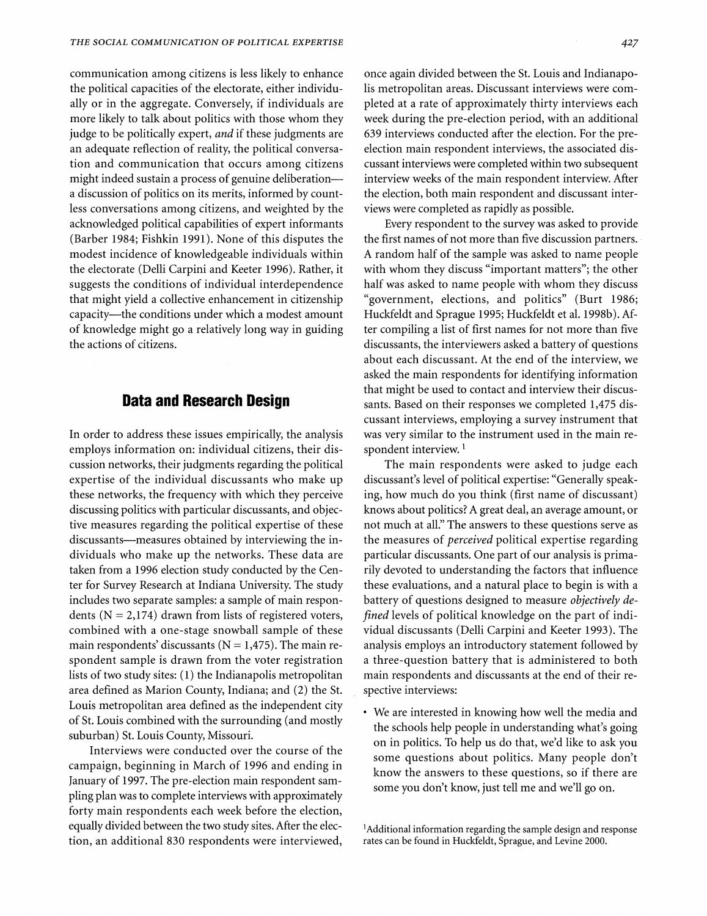communication among citizens is less likely to enhance the political capacities of the electorate, either individually or in the aggregate. Conversely, if individuals are more likely to talk about politics with those whom they judge to be politically expert, *and* if these judgments are an adequate reflection of reality, the political conversation and communication that occurs among citizens might indeed sustain a process of genuine deliberation—a discussion of politics on its merits, informed by countless conversations among citizens, and weighted by the acknowledged political capabilities of expert informants (Barber 1984; Fishkin 1991). None of this disputes the modest incidence of knowledgeable individuals within the electorate (Delli Carpini and Keeter 1996). Rather, it suggests the conditions of individual interdependence that might yield a collective enhancement in citizenship capacity—the conditions under which a modest amount of knowledge might go a relatively long way in guiding the actions of citizens.

## Data and Research Design

In order to address these issues empirically, the analysis employs information on: individual citizens, their discussion networks, their judgments regarding the political expertise of the individual discussants who make up these networks, the frequency with which they perceive discussing politics with particular discussants, and objective measures regarding the political expertise of these discussants—measures obtained by interviewing the individuals who make up the networks. These data are taken from a 1996 election study conducted by the Center for Survey Research at Indiana University. The study includes two separate samples: a sample of main respondents (N = 2,174) drawn from lists of registered voters, combined with a one-stage snowball sample of these main respondents' discussants (N = 1,475). The main respondent sample is drawn from the voter registration lists of two study sites: (1) the Indianapolis metropolitan area defined as Marion County, Indiana; and (2) the St. Louis metropolitan area defined as the independent city of St. Louis combined with the surrounding (and mostly suburban) St. Louis County, Missouri.

Interviews were conducted over the course of the campaign, beginning in March of 1996 and ending in January of 1997. The pre-election main respondent sampling plan was to complete interviews with approximately forty main respondents each week before the election, equally divided between the two study sites. After the election, an additional 830 respondents were interviewed, once again divided between the St. Louis and Indianapolis metropolitan areas. Discussant interviews were completed at a rate of approximately thirty interviews each week during the pre-election period, with an additional 639 interviews conducted after the election. For the pre-election main respondent interviews, the associated discussant interviews were completed within two subsequent interview weeks of the main respondent interview. After the election, both main respondent and discussant interviews were completed as rapidly as possible.

Every respondent to the survey was asked to provide the first names of not more than five discussion partners. A random half of the sample was asked to name people with whom they discuss "important matters"; the other half was asked to name people with whom they discuss "government, elections, and politics" (Burt 1986; Huckfeldt and Sprague 1995; Huckfeldt et al. 1998b). After compiling a list of first names for not more than five discussants, the interviewers asked a battery of questions about each discussant. At the end of the interview, we asked the main respondents for identifying information that might be used to contact and interview their discussants. Based on their responses we completed 1,475 discussant interviews, employing a survey instrument that was very similar to the instrument used in the main respondent interview.[1]

The main respondents were asked to judge each discussant's level of political expertise: "Generally speaking, how much do you think (first name of discussant) knows about politics? A great deal, an average amount, or not much at all." The answers to these questions serve as the measures of *perceived* political expertise regarding particular discussants. One part of our analysis is primarily devoted to understanding the factors that influence these evaluations, and a natural place to begin is with a battery of questions designed to measure *objectively defined* levels of political knowledge on the part of individual discussants (Delli Carpini and Keeter 1993). The analysis employs an introductory statement followed by a three-question battery that is administered to both main respondents and discussants at the end of their respective interviews:

- We are interested in knowing how well the media and the schools help people in understanding what's going on in politics. To help us do that, we'd like to ask you some questions about politics. Many people don't know the answers to these questions, so if there are some you don't know, just tell me and we'll go on.

[1]Additional information regarding the sample design and response rates can be found in Huckfeldt, Sprague, and Levine 2000.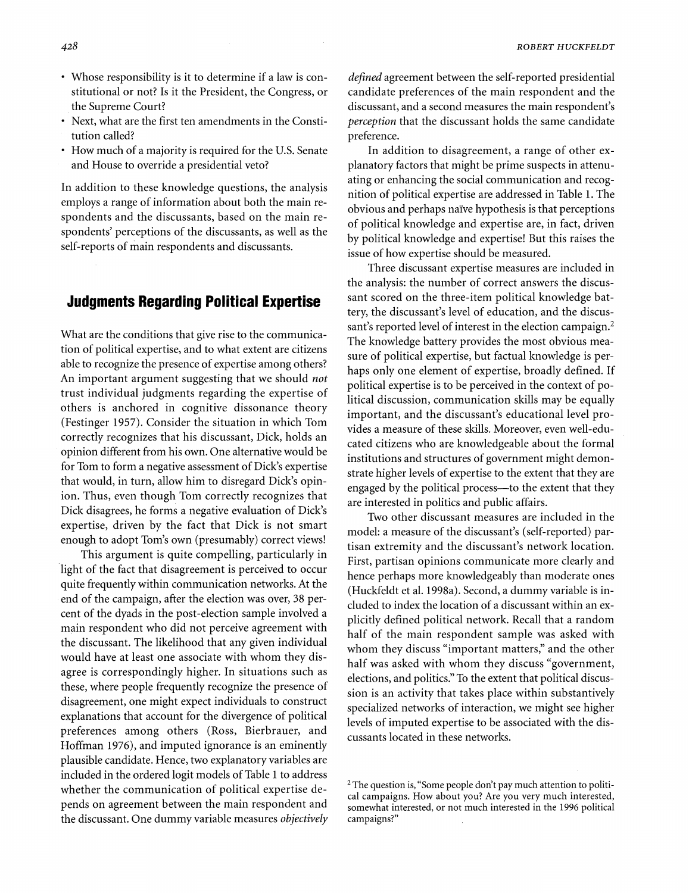- Whose responsibility is it to determine if a law is constitutional or not? Is it the President, the Congress, or the Supreme Court?
- Next, what are the first ten amendments in the Constitution called?
- How much of a majority is required for the U.S. Senate and House to override a presidential veto?

In addition to these knowledge questions, the analysis employs a range of information about both the main respondents and the discussants, based on the main respondents' perceptions of the discussants, as well as the self-reports of main respondents and discussants.

## Judgments Regarding Political Expertise

What are the conditions that give rise to the communication of political expertise, and to what extent are citizens able to recognize the presence of expertise among others? An important argument suggesting that we should *not* trust individual judgments regarding the expertise of others is anchored in cognitive dissonance theory (Festinger 1957). Consider the situation in which Tom correctly recognizes that his discussant, Dick, holds an opinion different from his own. One alternative would be for Tom to form a negative assessment of Dick's expertise that would, in turn, allow him to disregard Dick's opinion. Thus, even though Tom correctly recognizes that Dick disagrees, he forms a negative evaluation of Dick's expertise, driven by the fact that Dick is not smart enough to adopt Tom's own (presumably) correct views!

This argument is quite compelling, particularly in light of the fact that disagreement is perceived to occur quite frequently within communication networks. At the end of the campaign, after the election was over, 38 percent of the dyads in the post-election sample involved a main respondent who did not perceive agreement with the discussant. The likelihood that any given individual would have at least one associate with whom they disagree is correspondingly higher. In situations such as these, where people frequently recognize the presence of disagreement, one might expect individuals to construct explanations that account for the divergence of political preferences among others (Ross, Bierbrauer, and Hoffman 1976), and imputed ignorance is an eminently plausible candidate. Hence, two explanatory variables are included in the ordered logit models of Table 1 to address whether the communication of political expertise depends on agreement between the main respondent and the discussant. One dummy variable measures *objectively defined* agreement between the self-reported presidential candidate preferences of the main respondent and the discussant, and a second measures the main respondent's *perception* that the discussant holds the same candidate preference.

In addition to disagreement, a range of other explanatory factors that might be prime suspects in attenuating or enhancing the social communication and recognition of political expertise are addressed in Table 1. The obvious and perhaps naïve hypothesis is that perceptions of political knowledge and expertise are, in fact, driven by political knowledge and expertise! But this raises the issue of how expertise should be measured.

Three discussant expertise measures are included in the analysis: the number of correct answers the discussant scored on the three-item political knowledge battery, the discussant's level of education, and the discussant's reported level of interest in the election campaign.[2] The knowledge battery provides the most obvious measure of political expertise, but factual knowledge is perhaps only one element of expertise, broadly defined. If political expertise is to be perceived in the context of political discussion, communication skills may be equally important, and the discussant's educational level provides a measure of these skills. Moreover, even well-educated citizens who are knowledgeable about the formal institutions and structures of government might demonstrate higher levels of expertise to the extent that they are engaged by the political process—to the extent that they are interested in politics and public affairs.

Two other discussant measures are included in the model: a measure of the discussant's (self-reported) partisan extremity and the discussant's network location. First, partisan opinions communicate more clearly and hence perhaps more knowledgeably than moderate ones (Huckfeldt et al. 1998a). Second, a dummy variable is included to index the location of a discussant within an explicitly defined political network. Recall that a random half of the main respondent sample was asked with whom they discuss "important matters," and the other half was asked with whom they discuss "government, elections, and politics." To the extent that political discussion is an activity that takes place within substantively specialized networks of interaction, we might see higher levels of imputed expertise to be associated with the discussants located in these networks.

[2] The question is, "Some people don't pay much attention to political campaigns. How about you? Are you very much interested, somewhat interested, or not much interested in the 1996 political campaigns?"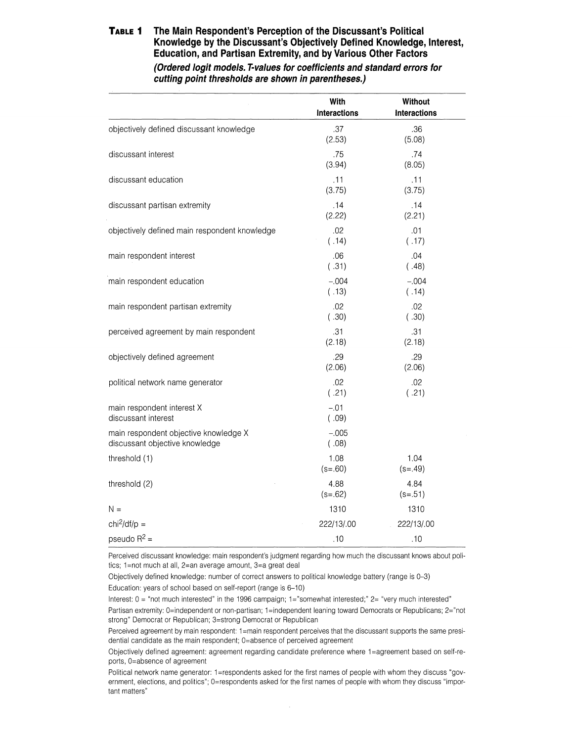**TABLE 1 The Main Respondent's Perception of the Discussant's Political Knowledge by the Discussant's Objectively Defined Knowledge, Interest, Education, and Partisan Extremity, and by Various Other Factors**

***(Ordered logit models. T-values for coefficients and standard errors for cutting point thresholds are shown in parentheses.)***

| | With Interactions | Without Interactions |
|---|---|---|
| objectively defined discussant knowledge | .37<br>(2.53) | .36<br>(5.08) |
| discussant interest | .75<br>(3.94) | .74<br>(8.05) |
| discussant education | .11<br>(3.75) | .11<br>(3.75) |
| discussant partisan extremity | .14<br>(2.22) | .14<br>(2.21) |
| objectively defined main respondent knowledge | .02<br>(.14) | .01<br>(.17) |
| main respondent interest | .06<br>(.31) | .04<br>(.48) |
| main respondent education | −.004<br>(.13) | −.004<br>(.14) |
| main respondent partisan extremity | .02<br>(.30) | .02<br>(.30) |
| perceived agreement by main respondent | .31<br>(2.18) | .31<br>(2.18) |
| objectively defined agreement | .29<br>(2.06) | .29<br>(2.06) |
| political network name generator | .02<br>(.21) | .02<br>(.21) |
| main respondent interest X discussant interest | −.01<br>(.09) | |
| main respondent objective knowledge X discussant objective knowledge | −.005<br>(.08) | |
| threshold (1) | 1.08<br>(s=.60) | 1.04<br>(s=.49) |
| threshold (2) | 4.88<br>(s=.62) | 4.84<br>(s=.51) |
| N = | 1310 | 1310 |
| $chi^2$/df/p = | 222/13/.00 | 222/13/.00 |
| pseudo $R^2$ = | .10 | .10 |

Perceived discussant knowledge: main respondent's judgment regarding how much the discussant knows about politics; 1=not much at all, 2=an average amount, 3=a great deal

Objectively defined knowledge: number of correct answers to political knowledge battery (range is 0–3)

Education: years of school based on self-report (range is 6–10)

Interest: 0 = "not much interested" in the 1996 campaign; 1="somewhat interested;" 2= "very much interested"

Partisan extremity: 0=independent or non-partisan; 1=independent leaning toward Democrats or Republicans; 2="not strong" Democrat or Republican; 3=strong Democrat or Republican

Perceived agreement by main respondent: 1=main respondent perceives that the discussant supports the same presidential candidate as the main respondent; 0=absence of perceived agreement

Objectively defined agreement: agreement regarding candidate preference where 1=agreement based on self-reports, 0=absence of agreement

Political network name generator: 1=respondents asked for the first names of people with whom they discuss "government, elections, and politics"; 0=respondents asked for the first names of people with whom they discuss "important matters"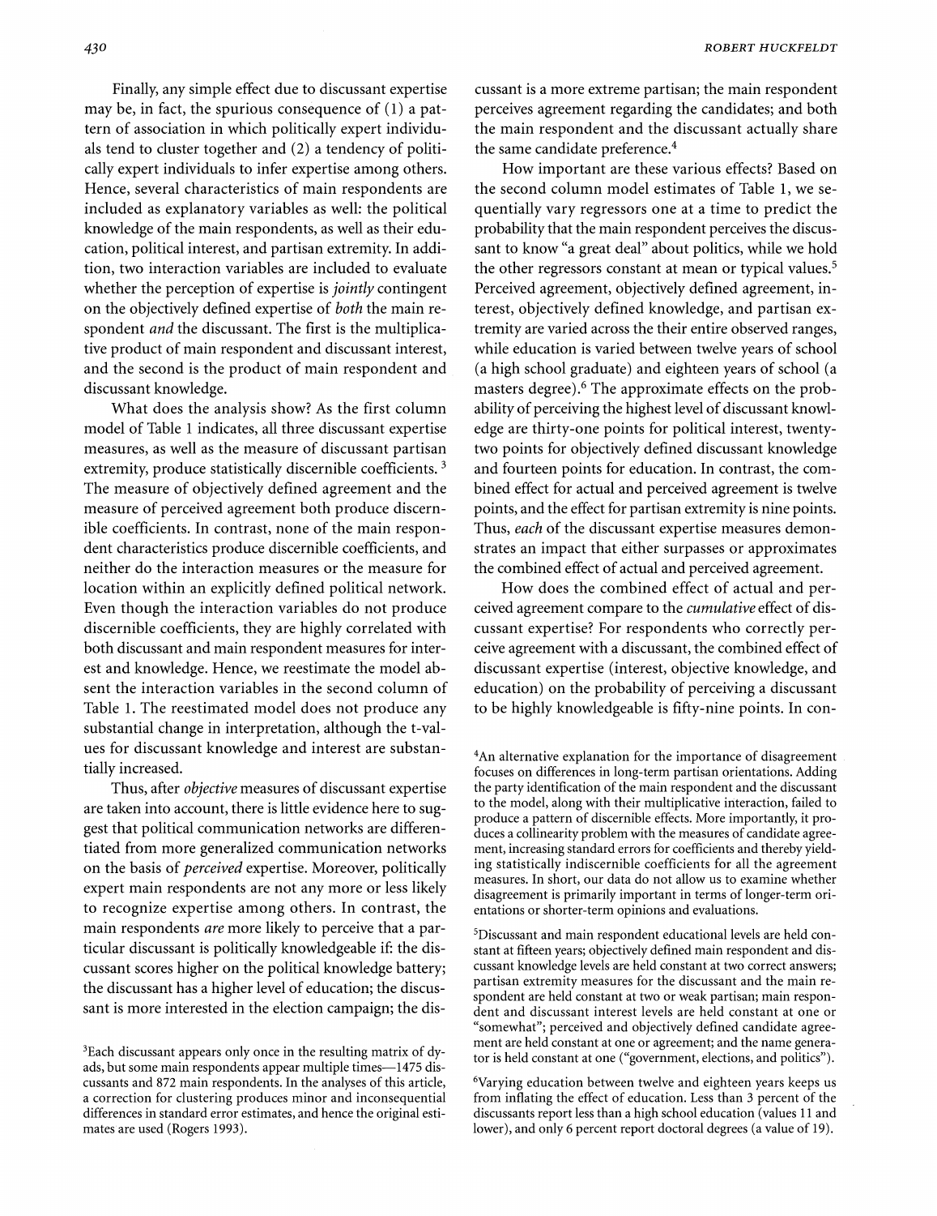Finally, any simple effect due to discussant expertise may be, in fact, the spurious consequence of (1) a pattern of association in which politically expert individuals tend to cluster together and (2) a tendency of politically expert individuals to infer expertise among others. Hence, several characteristics of main respondents are included as explanatory variables as well: the political knowledge of the main respondents, as well as their education, political interest, and partisan extremity. In addition, two interaction variables are included to evaluate whether the perception of expertise is *jointly* contingent on the objectively defined expertise of *both* the main respondent *and* the discussant. The first is the multiplicative product of main respondent and discussant interest, and the second is the product of main respondent and discussant knowledge.

What does the analysis show? As the first column model of Table 1 indicates, all three discussant expertise measures, as well as the measure of discussant partisan extremity, produce statistically discernible coefficients. [3] The measure of objectively defined agreement and the measure of perceived agreement both produce discernible coefficients. In contrast, none of the main respondent characteristics produce discernible coefficients, and neither do the interaction measures or the measure for location within an explicitly defined political network. Even though the interaction variables do not produce discernible coefficients, they are highly correlated with both discussant and main respondent measures for interest and knowledge. Hence, we reestimate the model absent the interaction variables in the second column of Table 1. The reestimated model does not produce any substantial change in interpretation, although the t-values for discussant knowledge and interest are substantially increased.

Thus, after *objective* measures of discussant expertise are taken into account, there is little evidence here to suggest that political communication networks are differentiated from more generalized communication networks on the basis of *perceived* expertise. Moreover, politically expert main respondents are not any more or less likely to recognize expertise among others. In contrast, the main respondents *are* more likely to perceive that a particular discussant is politically knowledgeable if: the discussant scores higher on the political knowledge battery; the discussant has a higher level of education; the discussant is more interested in the election campaign; the discussant is a more extreme partisan; the main respondent perceives agreement regarding the candidates; and both the main respondent and the discussant actually share the same candidate preference.[4]

How important are these various effects? Based on the second column model estimates of Table 1, we sequentially vary regressors one at a time to predict the probability that the main respondent perceives the discussant to know "a great deal" about politics, while we hold the other regressors constant at mean or typical values.[5] Perceived agreement, objectively defined agreement, interest, objectively defined knowledge, and partisan extremity are varied across the their entire observed ranges, while education is varied between twelve years of school (a high school graduate) and eighteen years of school (a masters degree).[6] The approximate effects on the probability of perceiving the highest level of discussant knowledge are thirty-one points for political interest, twenty-two points for objectively defined discussant knowledge and fourteen points for education. In contrast, the combined effect for actual and perceived agreement is twelve points, and the effect for partisan extremity is nine points. Thus, *each* of the discussant expertise measures demonstrates an impact that either surpasses or approximates the combined effect of actual and perceived agreement.

How does the combined effect of actual and perceived agreement compare to the *cumulative* effect of discussant expertise? For respondents who correctly perceive agreement with a discussant, the combined effect of discussant expertise (interest, objective knowledge, and education) on the probability of perceiving a discussant to be highly knowledgeable is fifty-nine points. In con-

[3]Each discussant appears only once in the resulting matrix of dyads, but some main respondents appear multiple times—1475 discussants and 872 main respondents. In the analyses of this article, a correction for clustering produces minor and inconsequential differences in standard error estimates, and hence the original estimates are used (Rogers 1993).

[4]An alternative explanation for the importance of disagreement focuses on differences in long-term partisan orientations. Adding the party identification of the main respondent and the discussant to the model, along with their multiplicative interaction, failed to produce a pattern of discernible effects. More importantly, it produces a collinearity problem with the measures of candidate agreement, increasing standard errors for coefficients and thereby yielding statistically indiscernible coefficients for all the agreement measures. In short, our data do not allow us to examine whether disagreement is primarily important in terms of longer-term orientations or shorter-term opinions and evaluations.

[5]Discussant and main respondent educational levels are held constant at fifteen years; objectively defined main respondent and discussant knowledge levels are held constant at two correct answers; partisan extremity measures for the discussant and the main respondent are held constant at two or weak partisan; main respondent and discussant interest levels are held constant at one or "somewhat"; perceived and objectively defined candidate agreement are held constant at one or agreement; and the name generator is held constant at one ("government, elections, and politics").

[6]Varying education between twelve and eighteen years keeps us from inflating the effect of education. Less than 3 percent of the discussants report less than a high school education (values 11 and lower), and only 6 percent report doctoral degrees (a value of 19).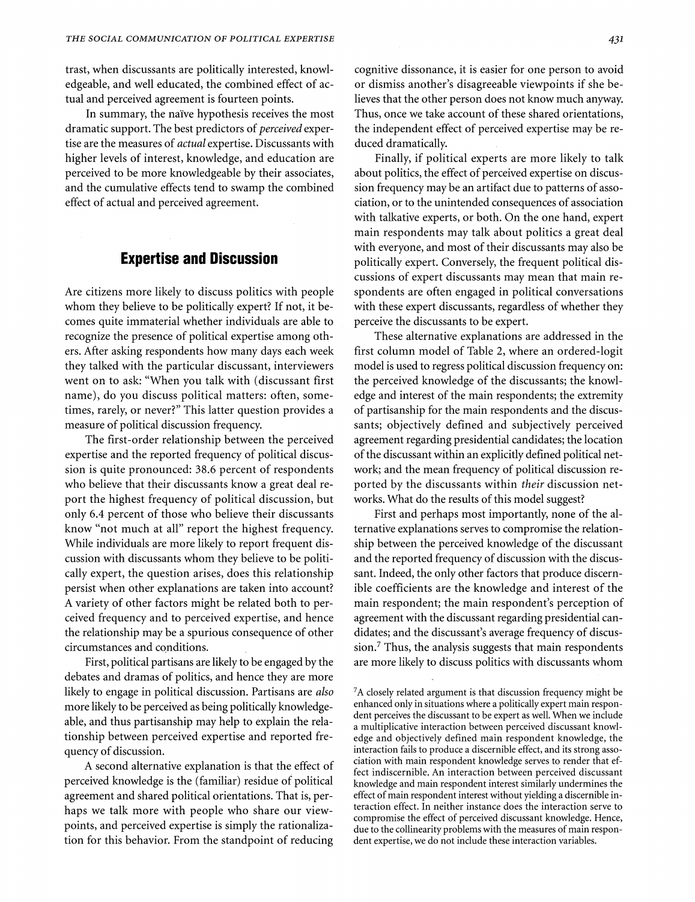trast, when discussants are politically interested, knowledgeable, and well educated, the combined effect of actual and perceived agreement is fourteen points.

In summary, the naïve hypothesis receives the most dramatic support. The best predictors of *perceived* expertise are the measures of *actual* expertise. Discussants with higher levels of interest, knowledge, and education are perceived to be more knowledgeable by their associates, and the cumulative effects tend to swamp the combined effect of actual and perceived agreement.

## Expertise and Discussion

Are citizens more likely to discuss politics with people whom they believe to be politically expert? If not, it becomes quite immaterial whether individuals are able to recognize the presence of political expertise among others. After asking respondents how many days each week they talked with the particular discussant, interviewers went on to ask: "When you talk with (discussant first name), do you discuss political matters: often, sometimes, rarely, or never?" This latter question provides a measure of political discussion frequency.

The first-order relationship between the perceived expertise and the reported frequency of political discussion is quite pronounced: 38.6 percent of respondents who believe that their discussants know a great deal report the highest frequency of political discussion, but only 6.4 percent of those who believe their discussants know "not much at all" report the highest frequency. While individuals are more likely to report frequent discussion with discussants whom they believe to be politically expert, the question arises, does this relationship persist when other explanations are taken into account? A variety of other factors might be related both to perceived frequency and to perceived expertise, and hence the relationship may be a spurious consequence of other circumstances and conditions.

First, political partisans are likely to be engaged by the debates and dramas of politics, and hence they are more likely to engage in political discussion. Partisans are *also* more likely to be perceived as being politically knowledgeable, and thus partisanship may help to explain the relationship between perceived expertise and reported frequency of discussion.

A second alternative explanation is that the effect of perceived knowledge is the (familiar) residue of political agreement and shared political orientations. That is, perhaps we talk more with people who share our viewpoints, and perceived expertise is simply the rationalization for this behavior. From the standpoint of reducing cognitive dissonance, it is easier for one person to avoid or dismiss another's disagreeable viewpoints if she believes that the other person does not know much anyway. Thus, once we take account of these shared orientations, the independent effect of perceived expertise may be reduced dramatically.

Finally, if political experts are more likely to talk about politics, the effect of perceived expertise on discussion frequency may be an artifact due to patterns of association, or to the unintended consequences of association with talkative experts, or both. On the one hand, expert main respondents may talk about politics a great deal with everyone, and most of their discussants may also be politically expert. Conversely, the frequent political discussions of expert discussants may mean that main respondents are often engaged in political conversations with these expert discussants, regardless of whether they perceive the discussants to be expert.

These alternative explanations are addressed in the first column model of Table 2, where an ordered-logit model is used to regress political discussion frequency on: the perceived knowledge of the discussants; the knowledge and interest of the main respondents; the extremity of partisanship for the main respondents and the discussants; objectively defined and subjectively perceived agreement regarding presidential candidates; the location of the discussant within an explicitly defined political network; and the mean frequency of political discussion reported by the discussants within *their* discussion networks. What do the results of this model suggest?

First and perhaps most importantly, none of the alternative explanations serves to compromise the relationship between the perceived knowledge of the discussant and the reported frequency of discussion with the discussant. Indeed, the only other factors that produce discernible coefficients are the knowledge and interest of the main respondent; the main respondent's perception of agreement with the discussant regarding presidential candidates; and the discussant's average frequency of discussion.[7] Thus, the analysis suggests that main respondents are more likely to discuss politics with discussants whom

[7] A closely related argument is that discussion frequency might be enhanced only in situations where a politically expert main respondent perceives the discussant to be expert as well. When we include a multiplicative interaction between perceived discussant knowledge and objectively defined main respondent knowledge, the interaction fails to produce a discernible effect, and its strong association with main respondent knowledge serves to render that effect indiscernible. An interaction between perceived discussant knowledge and main respondent interest similarly undermines the effect of main respondent interest without yielding a discernible interaction effect. In neither instance does the interaction serve to compromise the effect of perceived discussant knowledge. Hence, due to the collinearity problems with the measures of main respondent expertise, we do not include these interaction variables.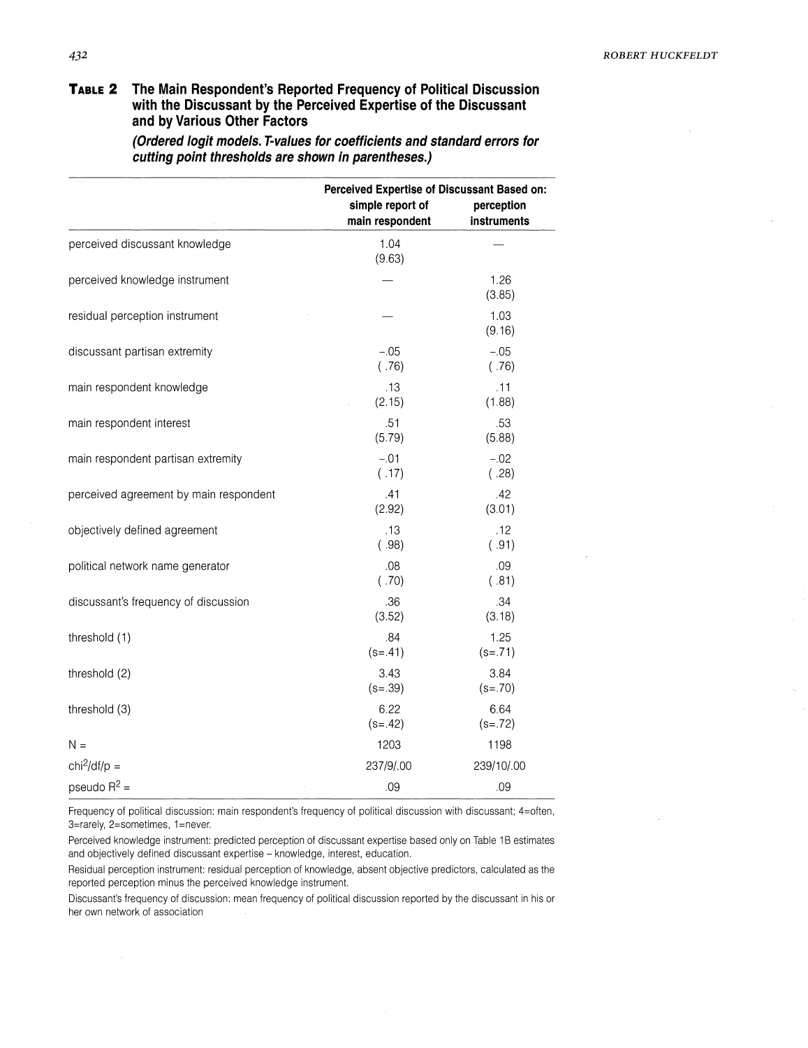**Table 2 The Main Respondent's Reported Frequency of Political Discussion with the Discussant by the Perceived Expertise of the Discussant and by Various Other Factors**

***(Ordered logit models. T-values for coefficients and standard errors for cutting point thresholds are shown in parentheses.)***

| | Perceived Expertise of Discussant Based on: | |
|---|---|---|
| | simple report of main respondent | perception instruments |
| perceived discussant knowledge | 1.04 (9.63) | — |
| perceived knowledge instrument | — | 1.26 (3.85) |
| residual perception instrument | — | 1.03 (9.16) |
| discussant partisan extremity | −.05 ( .76) | −.05 ( .76) |
| main respondent knowledge | .13 (2.15) | .11 (1.88) |
| main respondent interest | .51 (5.79) | .53 (5.88) |
| main respondent partisan extremity | −.01 ( .17) | −.02 ( .28) |
| perceived agreement by main respondent | .41 (2.92) | .42 (3.01) |
| objectively defined agreement | .13 ( .98) | .12 ( .91) |
| political network name generator | .08 ( .70) | .09 ( .81) |
| discussant's frequency of discussion | .36 (3.52) | .34 (3.18) |
| threshold (1) | .84 (s=.41) | 1.25 (s=.71) |
| threshold (2) | 3.43 (s=.39) | 3.84 (s=.70) |
| threshold (3) | 6.22 (s=.42) | 6.64 (s=.72) |
| N = | 1203 | 1198 |
| $chi^2$/df/p = | 237/9/.00 | 239/10/.00 |
| pseudo $R^2$ = | .09 | .09 |

Frequency of political discussion: main respondent's frequency of political discussion with discussant; 4=often, 3=rarely, 2=sometimes, 1=never.

Perceived knowledge instrument: predicted perception of discussant expertise based only on Table 1B estimates and objectively defined discussant expertise – knowledge, interest, education.

Residual perception instrument: residual perception of knowledge, absent objective predictors, calculated as the reported perception minus the perceived knowledge instrument.

Discussant's frequency of discussion: mean frequency of political discussion reported by the discussant in his or her own network of association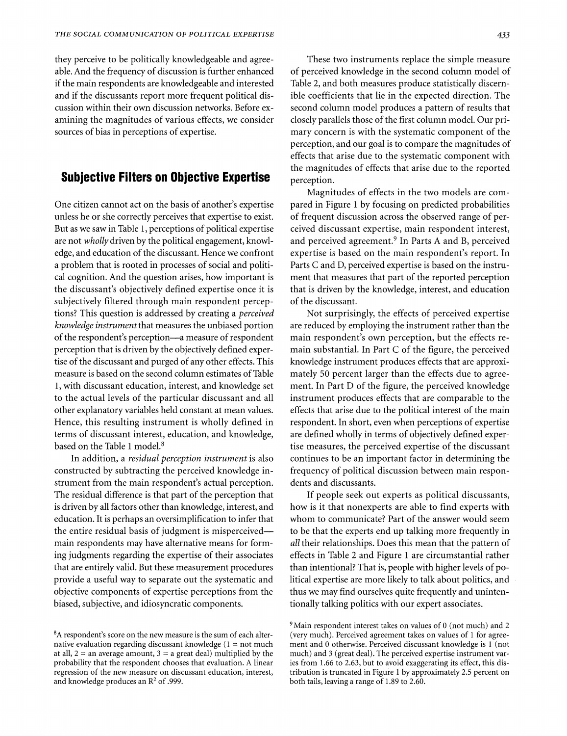they perceive to be politically knowledgeable and agreeable. And the frequency of discussion is further enhanced if the main respondents are knowledgeable and interested and if the discussants report more frequent political discussion within their own discussion networks. Before examining the magnitudes of various effects, we consider sources of bias in perceptions of expertise.

## Subjective Filters on Objective Expertise

One citizen cannot act on the basis of another's expertise unless he or she correctly perceives that expertise to exist. But as we saw in Table 1, perceptions of political expertise are not *wholly* driven by the political engagement, knowledge, and education of the discussant. Hence we confront a problem that is rooted in processes of social and political cognition. And the question arises, how important is the discussant's objectively defined expertise once it is subjectively filtered through main respondent perceptions? This question is addressed by creating a *perceived knowledge instrument* that measures the unbiased portion of the respondent's perception—a measure of respondent perception that is driven by the objectively defined expertise of the discussant and purged of any other effects. This measure is based on the second column estimates of Table 1, with discussant education, interest, and knowledge set to the actual levels of the particular discussant and all other explanatory variables held constant at mean values. Hence, this resulting instrument is wholly defined in terms of discussant interest, education, and knowledge, based on the Table 1 model.[8]

In addition, a *residual perception instrument* is also constructed by subtracting the perceived knowledge instrument from the main respondent's actual perception. The residual difference is that part of the perception that is driven by all factors other than knowledge, interest, and education. It is perhaps an oversimplification to infer that the entire residual basis of judgment is misperceived—main respondents may have alternative means for forming judgments regarding the expertise of their associates that are entirely valid. But these measurement procedures provide a useful way to separate out the systematic and objective components of expertise perceptions from the biased, subjective, and idiosyncratic components.

These two instruments replace the simple measure of perceived knowledge in the second column model of Table 2, and both measures produce statistically discernible coefficients that lie in the expected direction. The second column model produces a pattern of results that closely parallels those of the first column model. Our primary concern is with the systematic component of the perception, and our goal is to compare the magnitudes of effects that arise due to the systematic component with the magnitudes of effects that arise due to the reported perception.

Magnitudes of effects in the two models are compared in Figure 1 by focusing on predicted probabilities of frequent discussion across the observed range of perceived discussant expertise, main respondent interest, and perceived agreement.[9] In Parts A and B, perceived expertise is based on the main respondent's report. In Parts C and D, perceived expertise is based on the instrument that measures that part of the reported perception that is driven by the knowledge, interest, and education of the discussant.

Not surprisingly, the effects of perceived expertise are reduced by employing the instrument rather than the main respondent's own perception, but the effects remain substantial. In Part C of the figure, the perceived knowledge instrument produces effects that are approximately 50 percent larger than the effects due to agreement. In Part D of the figure, the perceived knowledge instrument produces effects that are comparable to the effects that arise due to the political interest of the main respondent. In short, even when perceptions of expertise are defined wholly in terms of objectively defined expertise measures, the perceived expertise of the discussant continues to be an important factor in determining the frequency of political discussion between main respondents and discussants.

If people seek out experts as political discussants, how is it that nonexperts are able to find experts with whom to communicate? Part of the answer would seem to be that the experts end up talking more frequently in *all* their relationships. Does this mean that the pattern of effects in Table 2 and Figure 1 are circumstantial rather than intentional? That is, people with higher levels of political expertise are more likely to talk about politics, and thus we may find ourselves quite frequently and unintentionally talking politics with our expert associates.

---

[8] A respondent's score on the new measure is the sum of each alternative evaluation regarding discussant knowledge (1 = not much at all, 2 = an average amount, 3 = a great deal) multiplied by the probability that the respondent chooses that evaluation. A linear regression of the new measure on discussant education, interest, and knowledge produces an $R^2$ of .999.

[9] Main respondent interest takes on values of 0 (not much) and 2 (very much). Perceived agreement takes on values of 1 for agreement and 0 otherwise. Perceived discussant knowledge is 1 (not much) and 3 (great deal). The perceived expertise instrument varies from 1.66 to 2.63, but to avoid exaggerating its effect, this distribution is truncated in Figure 1 by approximately 2.5 percent on both tails, leaving a range of 1.89 to 2.60.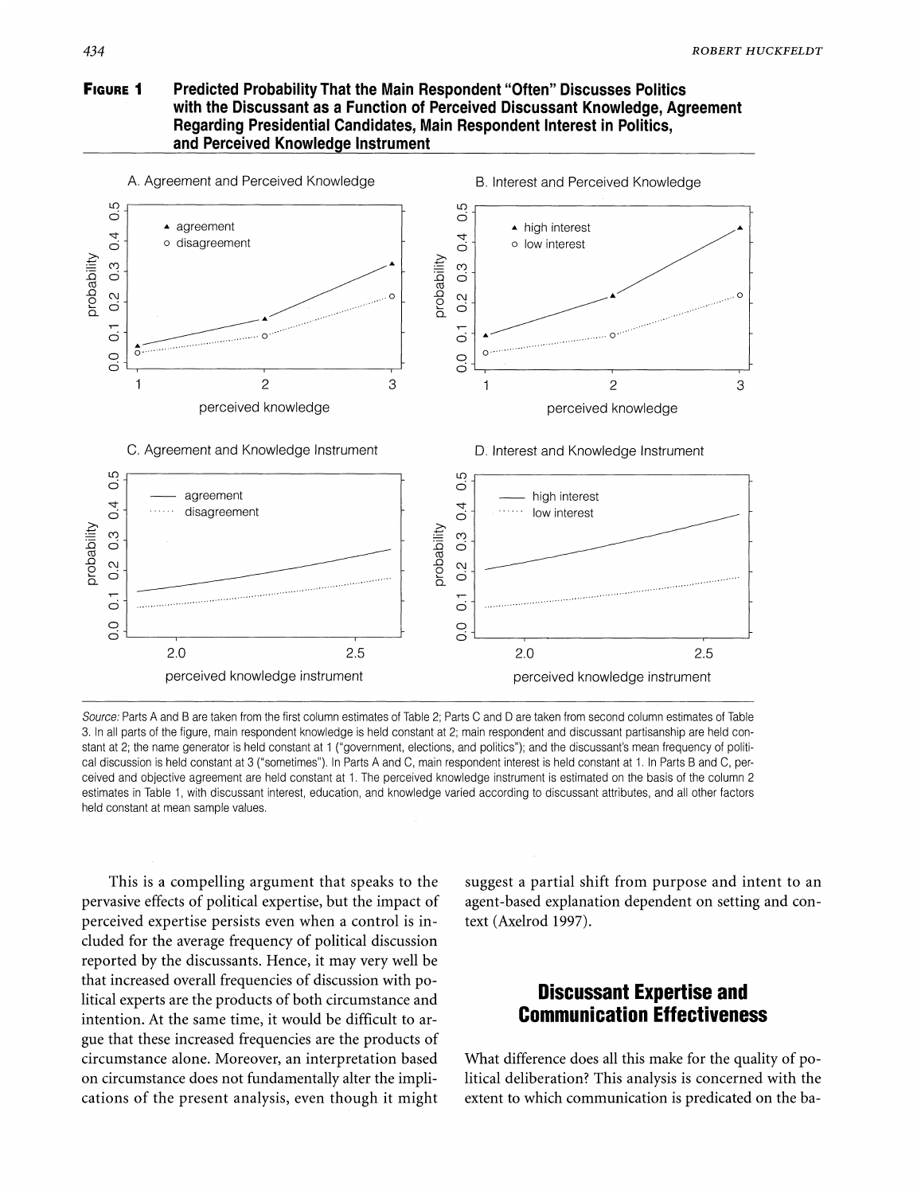**Figure 1** Predicted Probability That the Main Respondent "Often" Discusses Politics with the Discussant as a Function of Perceived Discussant Knowledge, Agreement Regarding Presidential Candidates, Main Respondent Interest in Politics, and Perceived Knowledge Instrument

*Source:* Parts A and B are taken from the first column estimates of Table 2; Parts C and D are taken from second column estimates of Table 3. In all parts of the figure, main respondent knowledge is held constant at 2; main respondent and discussant partisanship are held constant at 2; the name generator is held constant at 1 ("government, elections, and politics"); and the discussant's mean frequency of political discussion is held constant at 3 ("sometimes"). In Parts A and C, main respondent interest is held constant at 1. In Parts B and C, perceived and objective agreement are held constant at 1. The perceived knowledge instrument is estimated on the basis of the column 2 estimates in Table 1, with discussant interest, education, and knowledge varied according to discussant attributes, and all other factors held constant at mean sample values.

This is a compelling argument that speaks to the pervasive effects of political expertise, but the impact of perceived expertise persists even when a control is included for the average frequency of political discussion reported by the discussants. Hence, it may very well be that increased overall frequencies of discussion with political experts are the products of both circumstance and intention. At the same time, it would be difficult to argue that these increased frequencies are the products of circumstance alone. Moreover, an interpretation based on circumstance does not fundamentally alter the implications of the present analysis, even though it might suggest a partial shift from purpose and intent to an agent-based explanation dependent on setting and context (Axelrod 1997).

## Discussant Expertise and Communication Effectiveness

What difference does all this make for the quality of political deliberation? This analysis is concerned with the extent to which communication is predicated on the ba-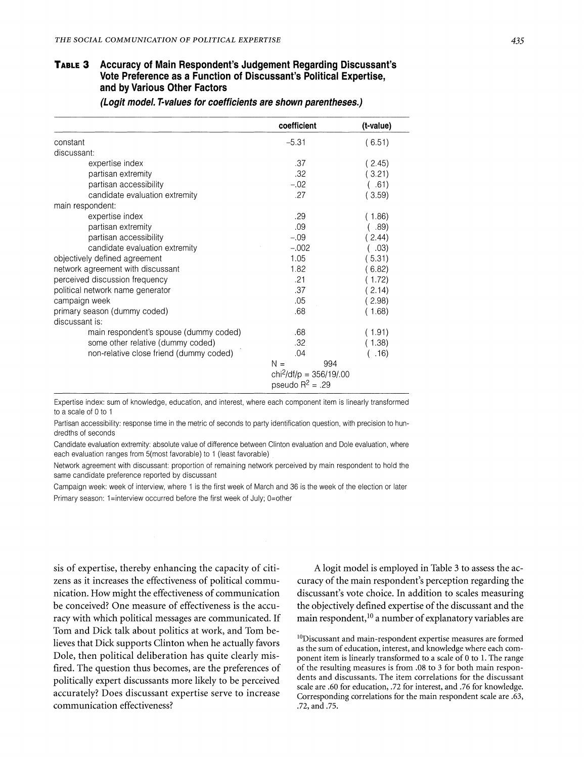**TABLE 3 Accuracy of Main Respondent's Judgement Regarding Discussant's Vote Preference as a Function of Discussant's Political Expertise, and by Various Other Factors**

***(Logit model. T-values for coefficients are shown parentheses.)***

| | coefficient | (t-value) |
|---|---|---|
| constant | −5.31 | ( 6.51) |
| discussant: | | |
| expertise index | .37 | ( 2.45) |
| partisan extremity | .32 | ( 3.21) |
| partisan accessibility | −.02 | ( .61) |
| candidate evaluation extremity | .27 | ( 3.59) |
| main respondent: | | |
| expertise index | .29 | ( 1.86) |
| partisan extremity | .09 | ( .89) |
| partisan accessibility | −.09 | ( 2.44) |
| candidate evaluation extremity | −.002 | ( .03) |
| objectively defined agreement | 1.05 | ( 5.31) |
| network agreement with discussant | 1.82 | ( 6.82) |
| perceived discussion frequency | .21 | ( 1.72) |
| political network name generator | .37 | ( 2.14) |
| campaign week | .05 | ( 2.98) |
| primary season (dummy coded) | .68 | ( 1.68) |
| discussant is: | | |
| main respondent's spouse (dummy coded) | .68 | ( 1.91) |
| some other relative (dummy coded) | .32 | ( 1.38) |
| non-relative close friend (dummy coded) | .04 | ( .16) |
| | N = 994 | |
| | $chi^2$/df/p = 356/19/.00 | |
| | pseudo $R^2$ = .29 | |

Expertise index: sum of knowledge, education, and interest, where each component item is linearly transformed to a scale of 0 to 1

Partisan accessibility: response time in the metric of seconds to party identification question, with precision to hundredths of seconds

Candidate evaluation extremity: absolute value of difference between Clinton evaluation and Dole evaluation, where each evaluation ranges from 5(most favorable) to 1 (least favorable)

Network agreement with discussant: proportion of remaining network perceived by main respondent to hold the same candidate preference reported by discussant

Campaign week: week of interview, where 1 is the first week of March and 36 is the week of the election or later

Primary season: 1=interview occurred before the first week of July; 0=other

sis of expertise, thereby enhancing the capacity of citizens as it increases the effectiveness of political communication. How might the effectiveness of communication be conceived? One measure of effectiveness is the accuracy with which political messages are communicated. If Tom and Dick talk about politics at work, and Tom believes that Dick supports Clinton when he actually favors Dole, then political deliberation has quite clearly misfired. The question thus becomes, are the preferences of politically expert discussants more likely to be perceived accurately? Does discussant expertise serve to increase communication effectiveness?

A logit model is employed in Table 3 to assess the accuracy of the main respondent's perception regarding the discussant's vote choice. In addition to scales measuring the objectively defined expertise of the discussant and the main respondent,[10] a number of explanatory variables are

[10]Discussant and main-respondent expertise measures are formed as the sum of education, interest, and knowledge where each component item is linearly transformed to a scale of 0 to 1. The range of the resulting measures is from .08 to 3 for both main respondents and discussants. The item correlations for the discussant scale are .60 for education, .72 for interest, and .76 for knowledge. Corresponding correlations for the main respondent scale are .63, .72, and .75.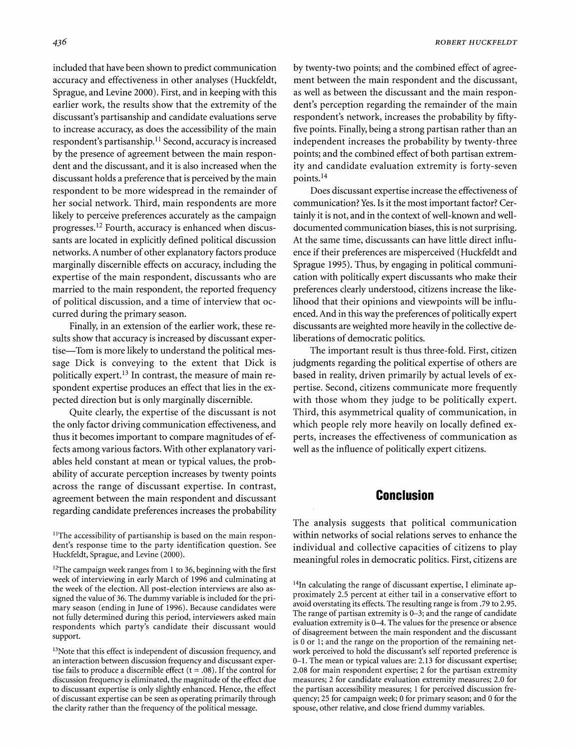included that have been shown to predict communication accuracy and effectiveness in other analyses (Huckfeldt, Sprague, and Levine 2000). First, and in keeping with this earlier work, the results show that the extremity of the discussant's partisanship and candidate evaluations serve to increase accuracy, as does the accessibility of the main respondent's partisanship.[11] Second, accuracy is increased by the presence of agreement between the main respondent and the discussant, and it is also increased when the discussant holds a preference that is perceived by the main respondent to be more widespread in the remainder of her social network. Third, main respondents are more likely to perceive preferences accurately as the campaign progresses.[12] Fourth, accuracy is enhanced when discussants are located in explicitly defined political discussion networks. A number of other explanatory factors produce marginally discernible effects on accuracy, including the expertise of the main respondent, discussants who are married to the main respondent, the reported frequency of political discussion, and a time of interview that occurred during the primary season.

Finally, in an extension of the earlier work, these results show that accuracy is increased by discussant expertise—Tom is more likely to understand the political message Dick is conveying to the extent that Dick is politically expert.[13] In contrast, the measure of main respondent expertise produces an effect that lies in the expected direction but is only marginally discernible.

Quite clearly, the expertise of the discussant is not the only factor driving communication effectiveness, and thus it becomes important to compare magnitudes of effects among various factors. With other explanatory variables held constant at mean or typical values, the probability of accurate perception increases by twenty points across the range of discussant expertise. In contrast, agreement between the main respondent and discussant regarding candidate preferences increases the probability by twenty-two points; and the combined effect of agreement between the main respondent and the discussant, as well as between the discussant and the main respondent's perception regarding the remainder of the main respondent's network, increases the probability by fifty-five points. Finally, being a strong partisan rather than an independent increases the probability by twenty-three points; and the combined effect of both partisan extremity and candidate evaluation extremity is forty-seven points.[14]

Does discussant expertise increase the effectiveness of communication? Yes. Is it the most important factor? Certainly it is not, and in the context of well-known and well-documented communication biases, this is not surprising. At the same time, discussants can have little direct influence if their preferences are misperceived (Huckfeldt and Sprague 1995). Thus, by engaging in political communication with politically expert discussants who make their preferences clearly understood, citizens increase the likelihood that their opinions and viewpoints will be influenced. And in this way the preferences of politically expert discussants are weighted more heavily in the collective deliberations of democratic politics.

The important result is thus three-fold. First, citizen judgments regarding the political expertise of others are based in reality, driven primarily by actual levels of expertise. Second, citizens communicate more frequently with those whom they judge to be politically expert. Third, this asymmetrical quality of communication, in which people rely more heavily on locally defined experts, increases the effectiveness of communication as well as the influence of politically expert citizens.

## Conclusion

The analysis suggests that political communication within networks of social relations serves to enhance the individual and collective capacities of citizens to play meaningful roles in democratic politics. First, citizens are

[11]The accessibility of partisanship is based on the main respondent's response time to the party identification question. See Huckfeldt, Sprague, and Levine (2000).

[12]The campaign week ranges from 1 to 36, beginning with the first week of interviewing in early March of 1996 and culminating at the week of the election. All post-election interviews are also assigned the value of 36. The dummy variable is included for the primary season (ending in June of 1996). Because candidates were not fully determined during this period, interviewers asked main respondents which party's candidate their discussant would support.

[13]Note that this effect is independent of discussion frequency, and an interaction between discussion frequency and discussant expertise fails to produce a discernible effect (t = .08). If the control for discussion frequency is eliminated, the magnitude of the effect due to discussant expertise is only slightly enhanced. Hence, the effect of discussant expertise can be seen as operating primarily through the clarity rather than the frequency of the political message.

[14]In calculating the range of discussant expertise, I eliminate approximately 2.5 percent at either tail in a conservative effort to avoid overstating its effects. The resulting range is from .79 to 2.95. The range of partisan extremity is 0–3; and the range of candidate evaluation extremity is 0–4. The values for the presence or absence of disagreement between the main respondent and the discussant is 0 or 1; and the range on the proportion of the remaining network perceived to hold the discussant's self reported preference is 0–1. The mean or typical values are: 2.13 for discussant expertise; 2.08 for main respondent expertise; 2 for the partisan extremity measures; 2 for candidate evaluation extremity measures; 2.0 for the partisan accessibility measures; 1 for perceived discussion frequency; 25 for campaign week; 0 for primary season; and 0 for the spouse, other relative, and close friend dummy variables.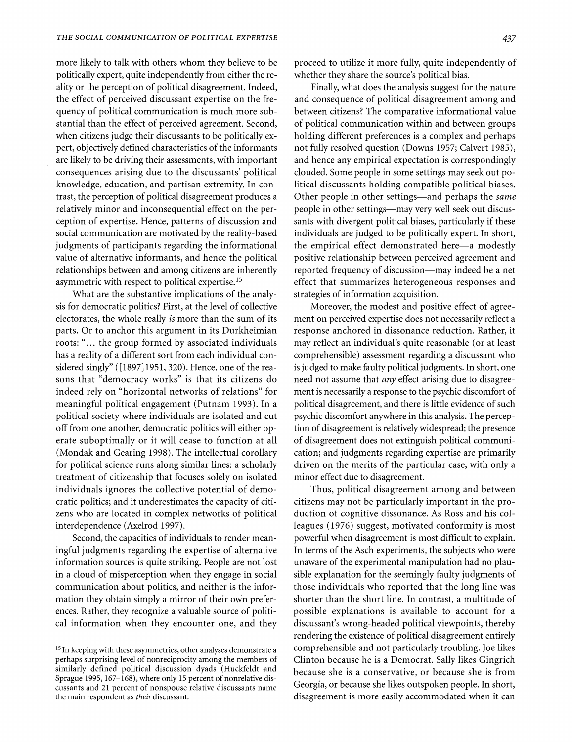more likely to talk with others whom they believe to be politically expert, quite independently from either the reality or the perception of political disagreement. Indeed, the effect of perceived discussant expertise on the frequency of political communication is much more substantial than the effect of perceived agreement. Second, when citizens judge their discussants to be politically expert, objectively defined characteristics of the informants are likely to be driving their assessments, with important consequences arising due to the discussants' political knowledge, education, and partisan extremity. In contrast, the perception of political disagreement produces a relatively minor and inconsequential effect on the perception of expertise. Hence, patterns of discussion and social communication are motivated by the reality-based judgments of participants regarding the informational value of alternative informants, and hence the political relationships between and among citizens are inherently asymmetric with respect to political expertise.[15]

What are the substantive implications of the analysis for democratic politics? First, at the level of collective electorates, the whole really *is* more than the sum of its parts. Or to anchor this argument in its Durkheimian roots: "... the group formed by associated individuals has a reality of a different sort from each individual considered singly" ([1897]1951, 320). Hence, one of the reasons that "democracy works" is that its citizens do indeed rely on "horizontal networks of relations" for meaningful political engagement (Putnam 1993). In a political society where individuals are isolated and cut off from one another, democratic politics will either operate suboptimally or it will cease to function at all (Mondak and Gearing 1998). The intellectual corollary for political science runs along similar lines: a scholarly treatment of citizenship that focuses solely on isolated individuals ignores the collective potential of democratic politics; and it underestimates the capacity of citizens who are located in complex networks of political interdependence (Axelrod 1997).

Second, the capacities of individuals to render meaningful judgments regarding the expertise of alternative information sources is quite striking. People are not lost in a cloud of misperception when they engage in social communication about politics, and neither is the information they obtain simply a mirror of their own preferences. Rather, they recognize a valuable source of political information when they encounter one, and they proceed to utilize it more fully, quite independently of whether they share the source's political bias.

Finally, what does the analysis suggest for the nature and consequence of political disagreement among and between citizens? The comparative informational value of political communication within and between groups holding different preferences is a complex and perhaps not fully resolved question (Downs 1957; Calvert 1985), and hence any empirical expectation is correspondingly clouded. Some people in some settings may seek out political discussants holding compatible political biases. Other people in other settings—and perhaps the *same* people in other settings—may very well seek out discussants with divergent political biases, particularly if these individuals are judged to be politically expert. In short, the empirical effect demonstrated here—a modestly positive relationship between perceived agreement and reported frequency of discussion—may indeed be a net effect that summarizes heterogeneous responses and strategies of information acquisition.

Moreover, the modest and positive effect of agreement on perceived expertise does not necessarily reflect a response anchored in dissonance reduction. Rather, it may reflect an individual's quite reasonable (or at least comprehensible) assessment regarding a discussant who is judged to make faulty political judgments. In short, one need not assume that *any* effect arising due to disagreement is necessarily a response to the psychic discomfort of political disagreement, and there is little evidence of such psychic discomfort anywhere in this analysis. The perception of disagreement is relatively widespread; the presence of disagreement does not extinguish political communication; and judgments regarding expertise are primarily driven on the merits of the particular case, with only a minor effect due to disagreement.

Thus, political disagreement among and between citizens may not be particularly important in the production of cognitive dissonance. As Ross and his colleagues (1976) suggest, motivated conformity is most powerful when disagreement is most difficult to explain. In terms of the Asch experiments, the subjects who were unaware of the experimental manipulation had no plausible explanation for the seemingly faulty judgments of those individuals who reported that the long line was shorter than the short line. In contrast, a multitude of possible explanations is available to account for a discussant's wrong-headed political viewpoints, thereby rendering the existence of political disagreement entirely comprehensible and not particularly troubling. Joe likes Clinton because he is a Democrat. Sally likes Gingrich because she is a conservative, or because she is from Georgia, or because she likes outspoken people. In short, disagreement is more easily accommodated when it can

[15] In keeping with these asymmetries, other analyses demonstrate a perhaps surprising level of nonreciprocity among the members of similarly defined political discussion dyads (Huckfeldt and Sprague 1995, 167–168), where only 15 percent of nonrelative discussants and 21 percent of nonspouse relative discussants name the main respondent as *their* discussant.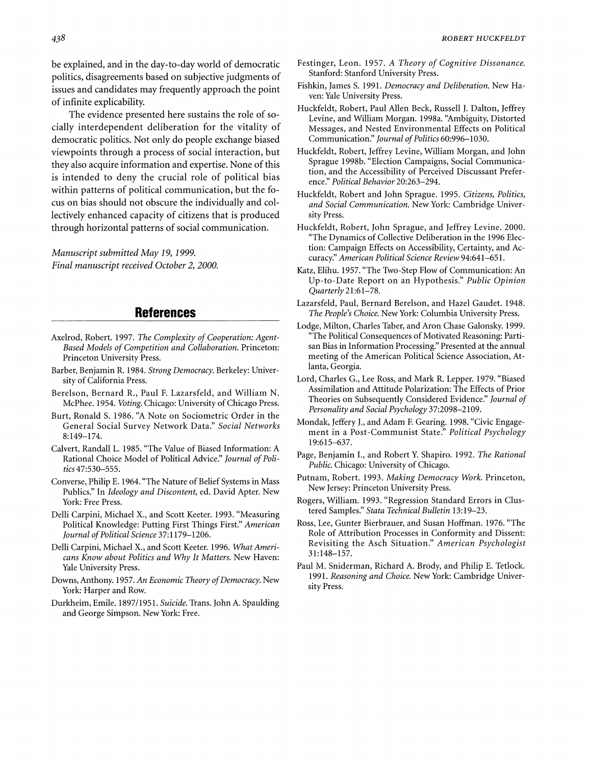be explained, and in the day-to-day world of democratic politics, disagreements based on subjective judgments of issues and candidates may frequently approach the point of infinite explicability.

The evidence presented here sustains the role of socially interdependent deliberation for the vitality of democratic politics. Not only do people exchange biased viewpoints through a process of social interaction, but they also acquire information and expertise. None of this is intended to deny the crucial role of political bias within patterns of political communication, but the focus on bias should not obscure the individually and collectively enhanced capacity of citizens that is produced through horizontal patterns of social communication.

*Manuscript submitted May 19, 1999.*
*Final manuscript received October 2, 2000.*

## References

Axelrod, Robert. 1997. *The Complexity of Cooperation: Agent-Based Models of Competition and Collaboration.* Princeton: Princeton University Press.

Barber, Benjamin R. 1984. *Strong Democracy.* Berkeley: University of California Press.

Berelson, Bernard R., Paul F. Lazarsfeld, and William N. McPhee. 1954. *Voting.* Chicago: University of Chicago Press.

Burt, Ronald S. 1986. "A Note on Sociometric Order in the General Social Survey Network Data." *Social Networks* 8:149–174.

Calvert, Randall L. 1985. "The Value of Biased Information: A Rational Choice Model of Political Advice." *Journal of Politics* 47:530–555.

Converse, Philip E. 1964. "The Nature of Belief Systems in Mass Publics." In *Ideology and Discontent,* ed. David Apter. New York: Free Press.

Delli Carpini, Michael X., and Scott Keeter. 1993. "Measuring Political Knowledge: Putting First Things First." *American Journal of Political Science* 37:1179–1206.

Delli Carpini, Michael X., and Scott Keeter. 1996. *What Americans Know about Politics and Why It Matters.* New Haven: Yale University Press.

Downs, Anthony. 1957. *An Economic Theory of Democracy.* New York: Harper and Row.

Durkheim, Emile. 1897/1951. *Suicide.* Trans. John A. Spaulding and George Simpson. New York: Free.

Festinger, Leon. 1957. *A Theory of Cognitive Dissonance.* Stanford: Stanford University Press.

Fishkin, James S. 1991. *Democracy and Deliberation.* New Haven: Yale University Press.

Huckfeldt, Robert, Paul Allen Beck, Russell J. Dalton, Jeffrey Levine, and William Morgan. 1998a. "Ambiguity, Distorted Messages, and Nested Environmental Effects on Political Communication." *Journal of Politics* 60:996–1030.

Huckfeldt, Robert, Jeffrey Levine, William Morgan, and John Sprague 1998b. "Election Campaigns, Social Communication, and the Accessibility of Perceived Discussant Preference." *Political Behavior* 20:263–294.

Huckfeldt, Robert and John Sprague. 1995. *Citizens, Politics, and Social Communication.* New York: Cambridge University Press.

Huckfeldt, Robert, John Sprague, and Jeffrey Levine. 2000. "The Dynamics of Collective Deliberation in the 1996 Election: Campaign Effects on Accessibility, Certainty, and Accuracy." *American Political Science Review* 94:641–651.

Katz, Elihu. 1957. "The Two-Step Flow of Communication: An Up-to-Date Report on an Hypothesis." *Public Opinion Quarterly* 21:61–78.

Lazarsfeld, Paul, Bernard Berelson, and Hazel Gaudet. 1948. *The People's Choice.* New York: Columbia University Press.

Lodge, Milton, Charles Taber, and Aron Chase Galonsky. 1999. "The Political Consequences of Motivated Reasoning: Partisan Bias in Information Processing." Presented at the annual meeting of the American Political Science Association, Atlanta, Georgia.

Lord, Charles G., Lee Ross, and Mark R. Lepper. 1979. "Biased Assimilation and Attitude Polarization: The Effects of Prior Theories on Subsequently Considered Evidence." *Journal of Personality and Social Psychology* 37:2098–2109.

Mondak, Jeffery J., and Adam F. Gearing. 1998. "Civic Engagement in a Post-Communist State." *Political Psychology* 19:615–637.

Page, Benjamin I., and Robert Y. Shapiro. 1992. *The Rational Public.* Chicago: University of Chicago.

Putnam, Robert. 1993. *Making Democracy Work.* Princeton, New Jersey: Princeton University Press.

Rogers, William. 1993. "Regression Standard Errors in Clustered Samples." *Stata Technical Bulletin* 13:19–23.

Ross, Lee, Gunter Bierbrauer, and Susan Hoffman. 1976. "The Role of Attribution Processes in Conformity and Dissent: Revisiting the Asch Situation." *American Psychologist* 31:148–157.

Paul M. Sniderman, Richard A. Brody, and Philip E. Tetlock. 1991. *Reasoning and Choice.* New York: Cambridge University Press.